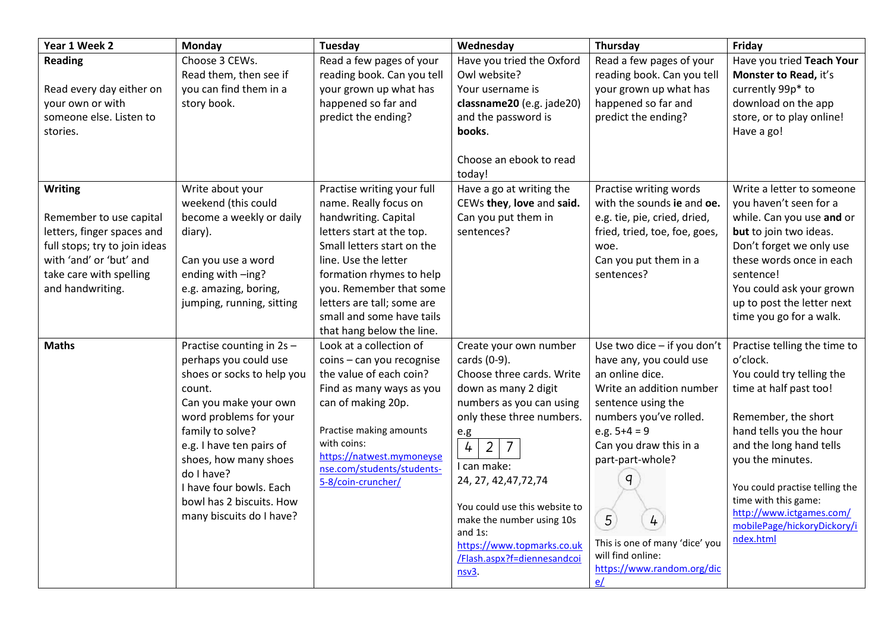| Year 1 Week 2 | Monday | Tuesday | Wednesday | Thursday | Friday |
|---|---|---|---|---|---|
| **Reading**<br><br>Read every day either on your own or with someone else. Listen to stories. | Choose 3 CEWs. Read them, then see if you can find them in a story book. | Read a few pages of your reading book. Can you tell your grown up what has happened so far and predict the ending? | Have you tried the Oxford Owl website?<br>Your username is **classname20** (e.g. jade20) and the password is **books**.<br><br>Choose an ebook to read today! | Read a few pages of your reading book. Can you tell your grown up what has happened so far and predict the ending? | Have you tried **Teach Your Monster to Read,** it's currently 99p* to download on the app store, or to play online! Have a go! |
| **Writing**<br><br>Remember to use capital letters, finger spaces and full stops; try to join ideas with 'and' or 'but' and take care with spelling and handwriting. | Write about your weekend (this could become a weekly or daily diary).<br><br>Can you use a word ending with –ing?<br>e.g. amazing, boring, jumping, running, sitting | Practise writing your full name. Really focus on handwriting. Capital letters start at the top. Small letters start on the line. Use the letter formation rhymes to help you. Remember that some letters are tall; some are small and some have tails that hang below the line. | Have a go at writing the CEWs **they**, **love** and **said.** Can you put them in sentences? | Practise writing words with the sounds **ie** and **oe.** e.g. tie, pie, cried, dried, fried, tried, toe, foe, goes, woe.<br>Can you put them in a sentences? | Write a letter to someone you haven't seen for a while. Can you use **and** or **but** to join two ideas. Don't forget we only use these words once in each sentence!<br>You could ask your grown up to post the letter next time you go for a walk. |
| **Maths** | Practise counting in 2s – perhaps you could use shoes or socks to help you count.<br>Can you make your own word problems for your family to solve?<br>e.g. I have ten pairs of shoes, how many shoes do I have?<br>I have four bowls. Each bowl has 2 biscuits. How many biscuits do I have? | Look at a collection of coins – can you recognise the value of each coin?<br>Find as many ways as you can of making 20p.<br><br>Practise making amounts with coins:<br>https://natwest.mymoneysense.com/students/students-5-8/coin-cruncher/ | Create your own number cards (0-9).<br>Choose three cards. Write down as many 2 digit numbers as you can using only these three numbers.<br>e.g<br>4 \| 2 \| 7<br>I can make:<br>24, 27, 42,47,72,74<br><br>You could use this website to make the number using 10s and 1s:<br>https://www.topmarks.co.uk/Flash.aspx?f=diennesandcoinsv3. | Use two dice – if you don't have any, you could use an online dice.<br>Write an addition number sentence using the numbers you've rolled.<br>e.g. 5+4 = 9<br>Can you draw this in a part-part-whole?<br>9 / 5, 4<br><br>This is one of many 'dice' you will find online:<br>https://www.random.org/dice/ | Practise telling the time to o'clock.<br>You could try telling the time at half past too!<br><br>Remember, the short hand tells you the hour and the long hand tells you the minutes.<br><br>You could practise telling the time with this game:<br>http://www.ictgames.com/mobilePage/hickoryDickory/index.html |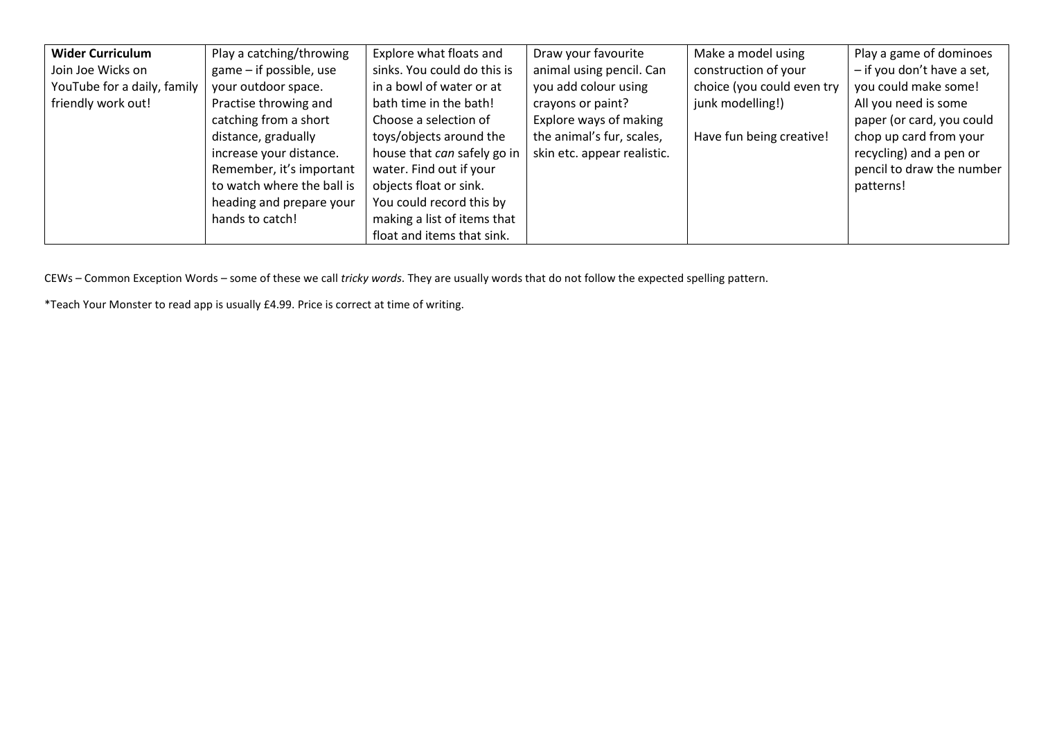| | | | | | |
|---|---|---|---|---|---|
| **Wider Curriculum** Join Joe Wicks on YouTube for a daily, family friendly work out! | Play a catching/throwing game – if possible, use your outdoor space. Practise throwing and catching from a short distance, gradually increase your distance. Remember, it's important to watch where the ball is heading and prepare your hands to catch! | Explore what floats and sinks. You could do this is in a bowl of water or at bath time in the bath! Choose a selection of toys/objects around the house that *can* safely go in water. Find out if your objects float or sink. You could record this by making a list of items that float and items that sink. | Draw your favourite animal using pencil. Can you add colour using crayons or paint? Explore ways of making the animal's fur, scales, skin etc. appear realistic. | Make a model using construction of your choice (you could even try junk modelling!) Have fun being creative! | Play a game of dominoes – if you don't have a set, you could make some! All you need is some paper (or card, you could chop up card from your recycling) and a pen or pencil to draw the number patterns! |

CEWs – Common Exception Words – some of these we call *tricky words*. They are usually words that do not follow the expected spelling pattern.

*Teach Your Monster to read app is usually £4.99. Price is correct at time of writing.